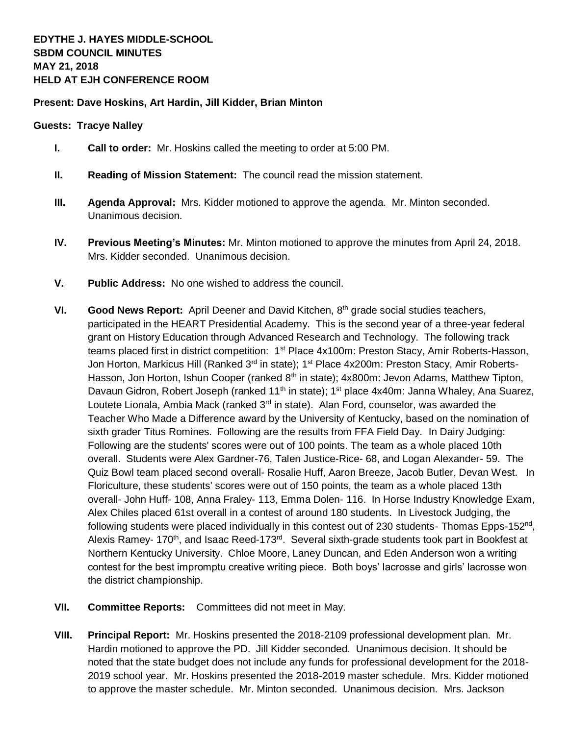**EDYTHE J. HAYES MIDDLE-SCHOOL**
**SBDM COUNCIL MINUTES**
**MAY 21, 2018**
**HELD AT EJH CONFERENCE ROOM**

**Present: Dave Hoskins, Art Hardin, Jill Kidder, Brian Minton**

**Guests: Tracye Nalley**

**I. Call to order:** Mr. Hoskins called the meeting to order at 5:00 PM.

**II. Reading of Mission Statement:** The council read the mission statement.

**III. Agenda Approval:** Mrs. Kidder motioned to approve the agenda. Mr. Minton seconded. Unanimous decision.

**IV. Previous Meeting's Minutes:** Mr. Minton motioned to approve the minutes from April 24, 2018. Mrs. Kidder seconded. Unanimous decision.

**V. Public Address:** No one wished to address the council.

**VI. Good News Report:** April Deener and David Kitchen, 8th grade social studies teachers, participated in the HEART Presidential Academy. This is the second year of a three-year federal grant on History Education through Advanced Research and Technology. The following track teams placed first in district competition: 1st Place 4x100m: Preston Stacy, Amir Roberts-Hasson, Jon Horton, Markicus Hill (Ranked 3rd in state); 1st Place 4x200m: Preston Stacy, Amir Roberts-Hasson, Jon Horton, Ishun Cooper (ranked 8th in state); 4x800m: Jevon Adams, Matthew Tipton, Davaun Gidron, Robert Joseph (ranked 11th in state); 1st place 4x40m: Janna Whaley, Ana Suarez, Loutete Lionala, Ambia Mack (ranked 3rd in state). Alan Ford, counselor, was awarded the Teacher Who Made a Difference award by the University of Kentucky, based on the nomination of sixth grader Titus Romines. Following are the results from FFA Field Day. In Dairy Judging: Following are the students' scores were out of 100 points. The team as a whole placed 10th overall. Students were Alex Gardner-76, Talen Justice-Rice- 68, and Logan Alexander- 59. The Quiz Bowl team placed second overall- Rosalie Huff, Aaron Breeze, Jacob Butler, Devan West. In Floriculture, these students' scores were out of 150 points, the team as a whole placed 13th overall- John Huff- 108, Anna Fraley- 113, Emma Dolen- 116. In Horse Industry Knowledge Exam, Alex Chiles placed 61st overall in a contest of around 180 students. In Livestock Judging, the following students were placed individually in this contest out of 230 students- Thomas Epps-152nd, Alexis Ramey- 170th, and Isaac Reed-173rd. Several sixth-grade students took part in Bookfest at Northern Kentucky University. Chloe Moore, Laney Duncan, and Eden Anderson won a writing contest for the best impromptu creative writing piece. Both boys' lacrosse and girls' lacrosse won the district championship.

**VII. Committee Reports:** Committees did not meet in May.

**VIII. Principal Report:** Mr. Hoskins presented the 2018-2109 professional development plan. Mr. Hardin motioned to approve the PD. Jill Kidder seconded. Unanimous decision. It should be noted that the state budget does not include any funds for professional development for the 2018-2019 school year. Mr. Hoskins presented the 2018-2019 master schedule. Mrs. Kidder motioned to approve the master schedule. Mr. Minton seconded. Unanimous decision. Mrs. Jackson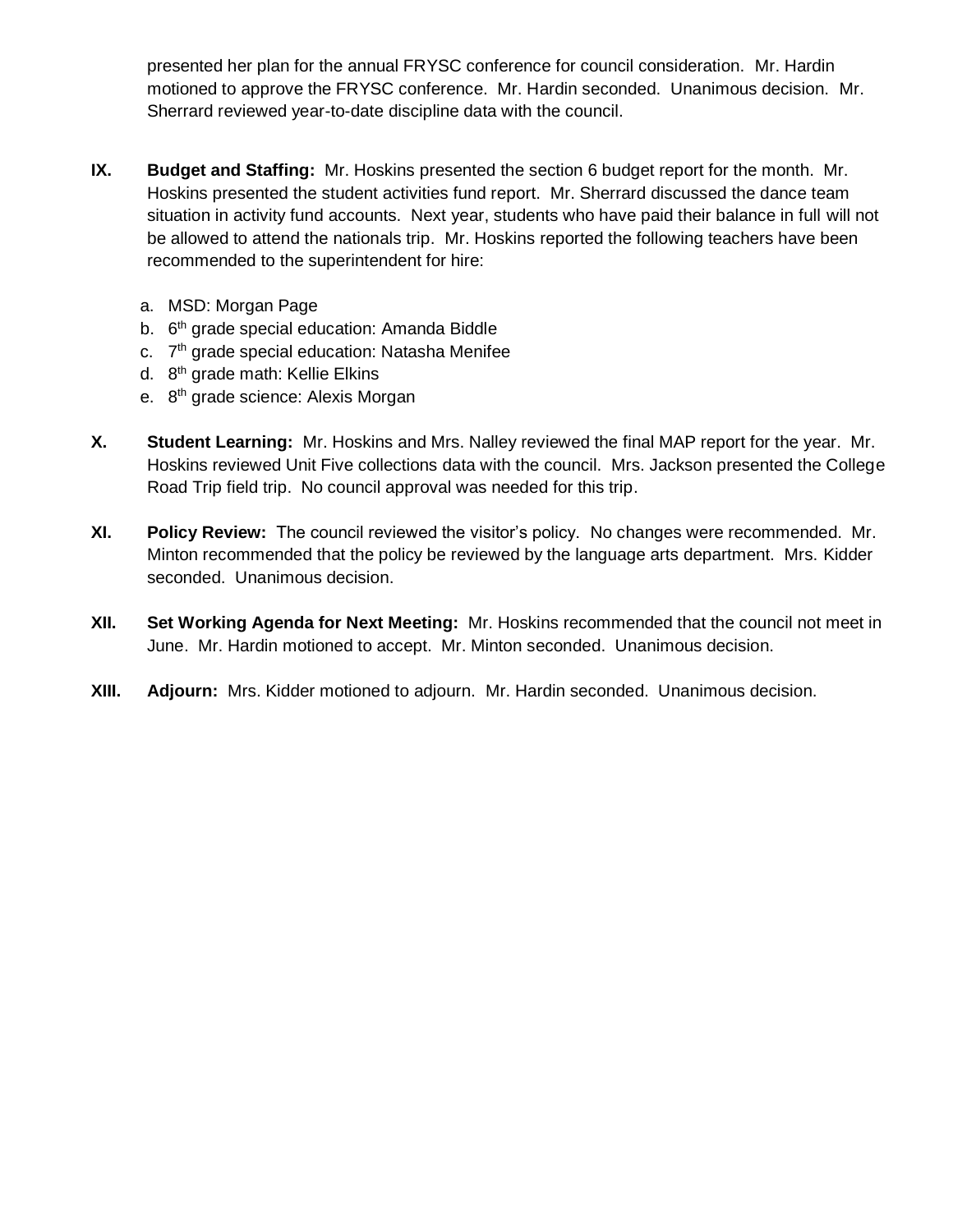presented her plan for the annual FRYSC conference for council consideration. Mr. Hardin motioned to approve the FRYSC conference. Mr. Hardin seconded. Unanimous decision. Mr. Sherrard reviewed year-to-date discipline data with the council.

**IX. Budget and Staffing:** Mr. Hoskins presented the section 6 budget report for the month. Mr. Hoskins presented the student activities fund report. Mr. Sherrard discussed the dance team situation in activity fund accounts. Next year, students who have paid their balance in full will not be allowed to attend the nationals trip. Mr. Hoskins reported the following teachers have been recommended to the superintendent for hire:

a. MSD: Morgan Page
b. 6th grade special education: Amanda Biddle
c. 7th grade special education: Natasha Menifee
d. 8th grade math: Kellie Elkins
e. 8th grade science: Alexis Morgan

**X. Student Learning:** Mr. Hoskins and Mrs. Nalley reviewed the final MAP report for the year. Mr. Hoskins reviewed Unit Five collections data with the council. Mrs. Jackson presented the College Road Trip field trip. No council approval was needed for this trip.

**XI. Policy Review:** The council reviewed the visitor's policy. No changes were recommended. Mr. Minton recommended that the policy be reviewed by the language arts department. Mrs. Kidder seconded. Unanimous decision.

**XII. Set Working Agenda for Next Meeting:** Mr. Hoskins recommended that the council not meet in June. Mr. Hardin motioned to accept. Mr. Minton seconded. Unanimous decision.

**XIII. Adjourn:** Mrs. Kidder motioned to adjourn. Mr. Hardin seconded. Unanimous decision.